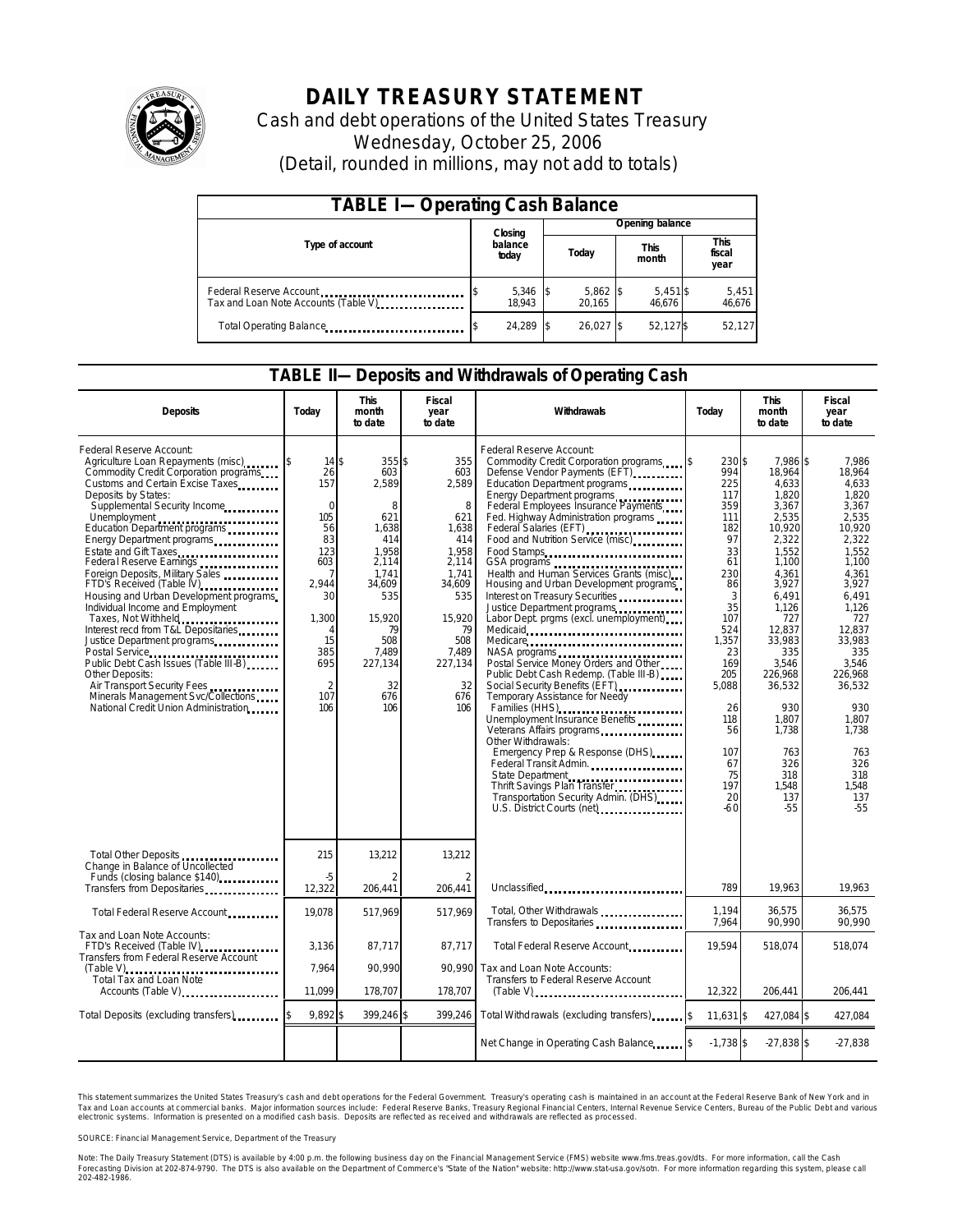# DAILY TREASURY STATEMENT

Cash and debt operations of the United States Treasury

Wednesday, October 25, 2006

(Detail, rounded in millions, may not add to totals)

| TABLE I—Operating Cash Balance | | | | |
|---|---|---|---|---|
| Type of account | Closing balance today | Opening balance | | |
| | | Today | This month | This fiscal year |
| Federal Reserve Account | $ 5,346 | $ 5,862 | $ 5,451 | $ 5,451 |
| Tax and Loan Note Accounts (Table V) | 18,943 | 20,165 | 46,676 | 46,676 |
| Total Operating Balance | $ 24,289 | $ 26,027 | $ 52,127 | $ 52,127 |

## TABLE II—Deposits and Withdrawals of Operating Cash

| Deposits | Today | This month to date | Fiscal year to date | Withdrawals | Today | This month to date | Fiscal year to date |
|---|---|---|---|---|---|---|---|
| Federal Reserve Account: | | | | Federal Reserve Account: | | | |
| Agriculture Loan Repayments (misc) | $ 14 | $ 355 | $ 355 | Commodity Credit Corporation programs | $ 230 | $ 7,986 | $ 7,986 |
| Commodity Credit Corporation programs | 26 | 603 | 603 | Defense Vendor Payments (EFT) | 994 | 18,964 | 18,964 |
| Customs and Certain Excise Taxes | 157 | 2,589 | 2,589 | Education Department programs | 225 | 4,633 | 4,633 |
| Deposits by States: | | | | Energy Department programs | 117 | 1,820 | 1,820 |
| Supplemental Security Income | 0 | 8 | 8 | Federal Employees Insurance Payments | 359 | 3,367 | 3,367 |
| Unemployment | 105 | 621 | 621 | Fed. Highway Administration programs | 111 | 2,535 | 2,535 |
| Education Department programs | 56 | 1,638 | 1,638 | Federal Salaries (EFT) | 182 | 10,920 | 10,920 |
| Energy Department programs | 83 | 414 | 414 | Food and Nutrition Service (misc) | 97 | 2,322 | 2,322 |
| Estate and Gift Taxes | 123 | 1,958 | 1,958 | Food Stamps | 33 | 1,552 | 1,552 |
| Federal Reserve Earnings | 603 | 2,114 | 2,114 | GSA programs | 61 | 1,100 | 1,100 |
| Foreign Deposits, Military Sales | 7 | 1,741 | 1,741 | Health and Human Services Grants (misc) | 230 | 4,361 | 4,361 |
| FTD's Received (Table IV) | 2,944 | 34,609 | 34,609 | Housing and Urban Development programs | 86 | 3,927 | 3,927 |
| Housing and Urban Development programs | 30 | 535 | 535 | Interest on Treasury Securities | 3 | 6,491 | 6,491 |
| Individual Income and Employment Taxes, Not Withheld | 1,300 | 15,920 | 15,920 | Justice Department programs | 35 | 1,126 | 1,126 |
| Interest recd from T&L Depositaries | 4 | 79 | 79 | Labor Dept. prgms (excl. unemployment) | 107 | 727 | 727 |
| Justice Department programs | 15 | 508 | 508 | Medicaid | 524 | 12,837 | 12,837 |
| Postal Service | 385 | 7,489 | 7,489 | Medicare | 1,357 | 33,983 | 33,983 |
| Public Debt Cash Issues (Table III-B) | 695 | 227,134 | 227,134 | NASA programs | 23 | 335 | 335 |
| Other Deposits: | | | | Postal Service Money Orders and Other | 169 | 3,546 | 3,546 |
| Air Transport Security Fees | 2 | 32 | 32 | Public Debt Cash Redemp. (Table III-B) | 205 | 226,968 | 226,968 |
| Minerals Management Svc/Collections | 107 | 676 | 676 | Social Security Benefits (EFT) | 5,088 | 36,532 | 36,532 |
| National Credit Union Administration | 106 | 106 | 106 | Temporary Assistance for Needy Families (HHS) | 26 | 930 | 930 |
| | | | | Unemployment Insurance Benefits | 118 | 1,807 | 1,807 |
| | | | | Veterans Affairs programs | 56 | 1,738 | 1,738 |
| | | | | Other Withdrawals: | | | |
| | | | | Emergency Prep & Response (DHS) | 107 | 763 | 763 |
| | | | | Federal Transit Admin. | 67 | 326 | 326 |
| | | | | State Department | 75 | 318 | 318 |
| | | | | Thrift Savings Plan Transfer | 197 | 1,548 | 1,548 |
| | | | | Transportation Security Admin. (DHS) | 20 | 137 | 137 |
| | | | | U.S. District Courts (net) | -60 | -55 | -55 |
| Total Other Deposits | 215 | 13,212 | 13,212 | | | | |
| Change in Balance of Uncollected Funds (closing balance $140) | -5 | 2 | 2 | | | | |
| Transfers from Depositaries | 12,322 | 206,441 | 206,441 | Unclassified | 789 | 19,963 | 19,963 |
| Total Federal Reserve Account | 19,078 | 517,969 | 517,969 | Total, Other Withdrawals | 1,194 | 36,575 | 36,575 |
| | | | | Transfers to Depositaries | 7,964 | 90,990 | 90,990 |
| Tax and Loan Note Accounts: | | | | Total Federal Reserve Account | 19,594 | 518,074 | 518,074 |
| FTD's Received (Table IV) | 3,136 | 87,717 | 87,717 | | | | |
| Transfers from Federal Reserve Account (Table V) | 7,964 | 90,990 | 90,990 | Tax and Loan Note Accounts: | | | |
| Total Tax and Loan Note Accounts (Table V) | 11,099 | 178,707 | 178,707 | Transfers to Federal Reserve Account (Table V) | 12,322 | 206,441 | 206,441 |
| Total Deposits (excluding transfers) | $ 9,892 | $ 399,246 | $ 399,246 | Total Withdrawals (excluding transfers) | $ 11,631 | $ 427,084 | $ 427,084 |
| | | | | Net Change in Operating Cash Balance | $ -1,738 | $ -27,838 | $ -27,838 |

This statement summarizes the United States Treasury's cash and debt operations for the Federal Government. Treasury's operating cash is maintained in an account at the Federal Reserve Bank of New York and in Tax and Loan accounts at commercial banks. Major information sources include: Federal Reserve Banks, Treasury Regional Financial Centers, Internal Revenue Service Centers, Bureau of the Public Debt and various electronic systems. Information is presented on a modified cash basis. Deposits are reflected as received and withdrawals are reflected as processed.

SOURCE: Financial Management Service, Department of the Treasury

Note: The Daily Treasury Statement (DTS) is available by 4:00 p.m. the following business day on the Financial Management Service (FMS) website www.fms.treas.gov/dts. For more information, call the Cash Forecasting Division at 202-874-9790. The DTS is also available on the Department of Commerce's "State of the Nation" website: http://www.stat-usa.gov/sotn. For more information regarding this system, please call 202-482-1986.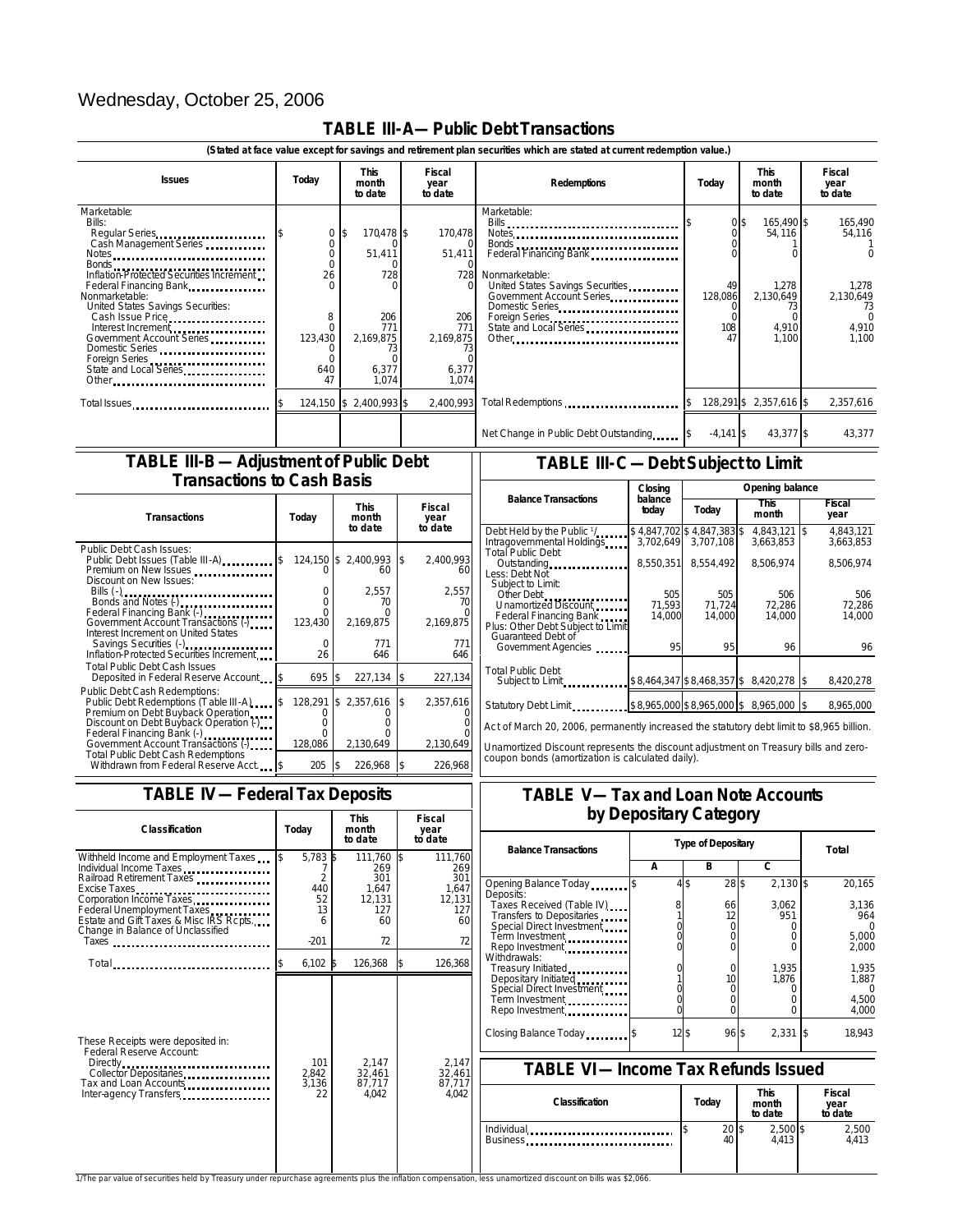Wednesday, October 25, 2006

# TABLE III-A— Public Debt Transactions

(Stated at face value except for savings and retirement plan securities which are stated at current redemption value.)

| Issues | Today | This month to date | Fiscal year to date | Redemptions | Today | This month to date | Fiscal year to date |
|---|---|---|---|---|---|---|---|
| Marketable: | | | | Marketable: | | | |
| Bills: | | | | Bills | $ 0 | $ 165,490 | $ 165,490 |
| Regular Series | $ 0 | $ 170,478 | $ 170,478 | Notes | 0 | 54,116 | 54,116 |
| Cash Management Series | 0 | 0 | 0 | Bonds | 0 | 1 | 1 |
| Notes | 0 | 51,411 | 51,411 | Federal Financing Bank | 0 | 0 | 0 |
| Bonds | 0 | 0 | 0 | | | | |
| Inflation-Protected Securities Increment | 26 | 728 | 728 | Nonmarketable: | | | |
| Federal Financing Bank | 0 | 0 | 0 | United States Savings Securities | 49 | 1,278 | 1,278 |
| Nonmarketable: | | | | Government Account Series | 128,086 | 2,130,649 | 2,130,649 |
| United States Savings Securities: | | | | Domestic Series | 0 | 73 | 73 |
| Cash Issue Price | 8 | 206 | 206 | Foreign Series | 0 | 0 | 0 |
| Interest Increment | 0 | 771 | 771 | State and Local Series | 108 | 4,910 | 4,910 |
| Government Account Series | 123,430 | 2,169,875 | 2,169,875 | Other | 47 | 1,100 | 1,100 |
| Domestic Series | 0 | 73 | 73 | | | | |
| Foreign Series | 0 | 0 | 0 | | | | |
| State and Local Series | 640 | 6,377 | 6,377 | | | | |
| Other | 47 | 1,074 | 1,074 | | | | |
| Total Issues | $ 124,150 | $ 2,400,993 | $ 2,400,993 | Total Redemptions | $ 128,291 | $ 2,357,616 | $ 2,357,616 |
| | | | | Net Change in Public Debt Outstanding | $ -4,141 | $ 43,377 | $ 43,377 |

# TABLE III-B — Adjustment of Public Debt Transactions to Cash Basis

| Transactions | Today | This month to date | Fiscal year to date |
|---|---|---|---|
| Public Debt Cash Issues: | | | |
| Public Debt Issues (Table III-A) | $ 124,150 | $ 2,400,993 | $ 2,400,993 |
| Premium on New Issues | 0 | 60 | 60 |
| Discount on New Issues: | | | |
| Bills (-) | 0 | 2,557 | 2,557 |
| Bonds and Notes (-) | 0 | 70 | 70 |
| Federal Financing Bank (-) | 0 | 0 | 0 |
| Government Account Transactions (-) | 123,430 | 2,169,875 | 2,169,875 |
| Interest Increment on United States Savings Securities (-) | 0 | 771 | 771 |
| Inflation-Protected Securities Increment | 26 | 646 | 646 |
| Total Public Debt Cash Issues Deposited in Federal Reserve Account | $ 695 | $ 227,134 | $ 227,134 |
| Public Debt Cash Redemptions: | | | |
| Public Debt Redemptions (Table III-A) | $ 128,291 | $ 2,357,616 | $ 2,357,616 |
| Premium on Debt Buyback Operation | 0 | 0 | 0 |
| Discount on Debt Buyback Operation (-) | 0 | 0 | 0 |
| Federal Financing Bank (-) | 0 | 0 | 0 |
| Government Account Transactions (-) | 128,086 | 2,130,649 | 2,130,649 |
| Total Public Debt Cash Redemptions Withdrawn from Federal Reserve Acct. | $ 205 | $ 226,968 | $ 226,968 |

# TABLE III-C — Debt Subject to Limit

| Balance Transactions | Closing balance today | Opening balance Today | Opening balance This month | Opening balance Fiscal year |
|---|---|---|---|---|
| Debt Held by the Public [1] | $ 4,847,702 | $ 4,847,383 | $ 4,843,121 | $ 4,843,121 |
| Intragovernmental Holdings | 3,702,649 | 3,707,108 | 3,663,853 | 3,663,853 |
| Total Public Debt Outstanding | 8,550,351 | 8,554,492 | 8,506,974 | 8,506,974 |
| Less: Debt Not Subject to Limit: | | | | |
| Other Debt | 505 | 505 | 506 | 506 |
| Unamortized Discount | 71,593 | 71,724 | 72,286 | 72,286 |
| Federal Financing Bank | 14,000 | 14,000 | 14,000 | 14,000 |
| Plus: Other Debt Subject to Limit Guaranteed Debt of Government Agencies | 95 | 95 | 96 | 96 |
| Total Public Debt Subject to Limit | $ 8,464,347 | $ 8,468,357 | $ 8,420,278 | $ 8,420,278 |
| Statutory Debt Limit | $ 8,965,000 | $ 8,965,000 | $ 8,965,000 | $ 8,965,000 |

Act of March 20, 2006, permanently increased the statutory debt limit to $8,965 billion.

Unamortized Discount represents the discount adjustment on Treasury bills and zero-coupon bonds (amortization is calculated daily).

# TABLE IV — Federal Tax Deposits

| Classification | Today | This month to date | Fiscal year to date |
|---|---|---|---|
| Withheld Income and Employment Taxes | $ 5,783 | $ 111,760 | $ 111,760 |
| Individual Income Taxes | 7 | 269 | 269 |
| Railroad Retirement Taxes | 2 | 301 | 301 |
| Excise Taxes | 440 | 1,647 | 1,647 |
| Corporation Income Taxes | 52 | 12,131 | 12,131 |
| Federal Unemployment Taxes | 13 | 127 | 127 |
| Estate and Gift Taxes & Misc IRS Rcpts. | 6 | 60 | 60 |
| Change in Balance of Unclassified Taxes | -201 | 72 | 72 |
| Total | $ 6,102 | $ 126,368 | $ 126,368 |
| These Receipts were deposited in: | | | |
| Federal Reserve Account: | | | |
| Directly | 101 | 2,147 | 2,147 |
| Collector Depositaries | 2,842 | 32,461 | 32,461 |
| Tax and Loan Accounts | 3,136 | 87,717 | 87,717 |
| Inter-agency Transfers | 22 | 4,042 | 4,042 |

# TABLE V— Tax and Loan Note Accounts by Depositary Category

| Balance Transactions | Type of Depositary A | B | C | Total |
|---|---|---|---|---|
| Opening Balance Today | $ 4 | $ 28 | $ 2,130 | $ 20,165 |
| Deposits: | | | | |
| Taxes Received (Table IV) | 8 | 66 | 3,062 | 3,136 |
| Transfers to Depositaries | 1 | 12 | 951 | 964 |
| Special Direct Investment | 0 | 0 | 0 | 0 |
| Term Investment | 0 | 0 | 0 | 5,000 |
| Repo Investment | 0 | 0 | 0 | 2,000 |
| Withdrawals: | | | | |
| Treasury Initiated | 0 | 0 | 1,935 | 1,935 |
| Depositary Initiated | 1 | 10 | 1,876 | 1,887 |
| Special Direct Investment | 0 | 0 | 0 | 0 |
| Term Investment | 0 | 0 | 0 | 4,500 |
| Repo Investment | 0 | 0 | 0 | 4,000 |
| Closing Balance Today | $ 12 | $ 96 | $ 2,331 | $ 18,943 |

# TABLE VI— Income Tax Refunds Issued

| Classification | Today | This month to date | Fiscal year to date |
|---|---|---|---|
| Individual | $ 20 | $ 2,500 | $ 2,500 |
| Business | 40 | 4,413 | 4,413 |

1/The par value of securities held by Treasury under repurchase agreements plus the inflation compensation, less unamortized discount on bills was $2,066.